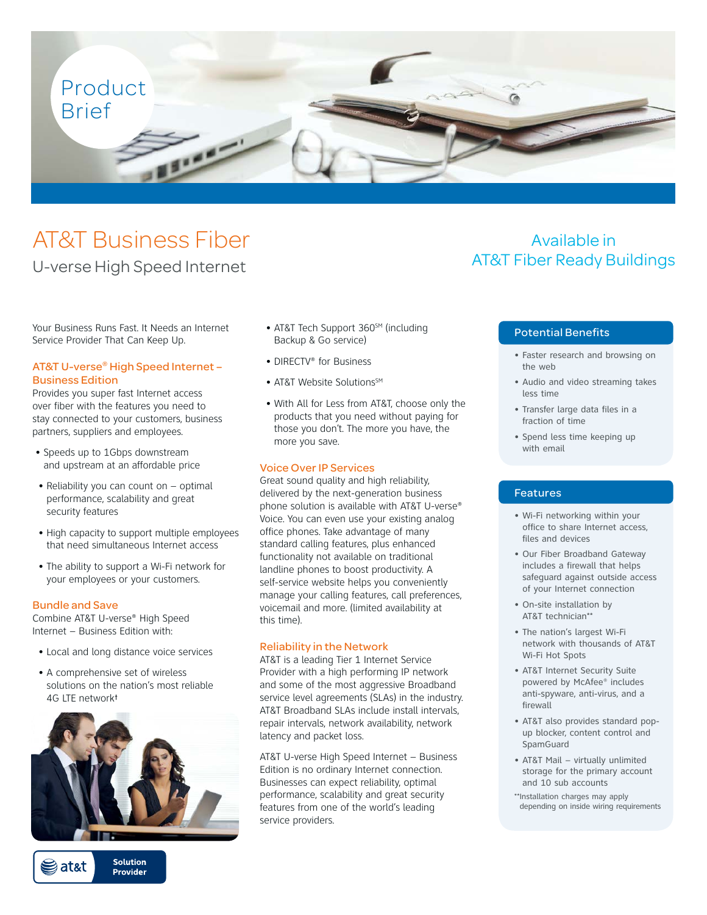Product Brief

# AT&T Business Fiber

## U-verse High Speed Internet

Available in AT&T Fiber Ready Buildings

Your Business Runs Fast. It Needs an Internet Service Provider That Can Keep Up.

### AT&T U-verse® High Speed Internet – Business Edition

Provides you super fast Internet access over fiber with the features you need to stay connected to your customers, business partners, suppliers and employees.

- Speeds up to 1Gbps downstream and upstream at an affordable price
- Reliability you can count on – optimal performance, scalability and great security features
- High capacity to support multiple employees that need simultaneous Internet access
- The ability to support a Wi-Fi network for your employees or your customers.

### Bundle and Save

Combine AT&T U-verse® High Speed Internet – Business Edition with:

- Local and long distance voice services
- A comprehensive set of wireless solutions on the nation's most reliable 4G LTE network†
- AT&T Tech Support 360℠ (including Backup & Go service)
- DIRECTV® for Business
- AT&T Website Solutions℠
- With All for Less from AT&T, choose only the products that you need without paying for those you don't. The more you have, the more you save.

### Voice Over IP Services

Great sound quality and high reliability, delivered by the next-generation business phone solution is available with AT&T U-verse® Voice. You can even use your existing analog office phones. Take advantage of many standard calling features, plus enhanced functionality not available on traditional landline phones to boost productivity. A self-service website helps you conveniently manage your calling features, call preferences, voicemail and more. (limited availability at this time).

### Reliability in the Network

AT&T is a leading Tier 1 Internet Service Provider with a high performing IP network and some of the most aggressive Broadband service level agreements (SLAs) in the industry. AT&T Broadband SLAs include install intervals, repair intervals, network availability, network latency and packet loss.

AT&T U-verse High Speed Internet – Business Edition is no ordinary Internet connection. Businesses can expect reliability, optimal performance, scalability and great security features from one of the world's leading service providers.

### Potential Benefits

- Faster research and browsing on the web
- Audio and video streaming takes less time
- Transfer large data files in a fraction of time
- Spend less time keeping up with email

### Features

- Wi-Fi networking within your office to share Internet access, files and devices
- Our Fiber Broadband Gateway includes a firewall that helps safeguard against outside access of your Internet connection
- On-site installation by AT&T technician**
- The nation's largest Wi-Fi network with thousands of AT&T Wi-Fi Hot Spots
- AT&T Internet Security Suite powered by McAfee® includes anti-spyware, anti-virus, and a firewall
- AT&T also provides standard pop-up blocker, content control and SpamGuard
- AT&T Mail – virtually unlimited storage for the primary account and 10 sub accounts

**Installation charges may apply depending on inside wiring requirements

at&t Solution Provider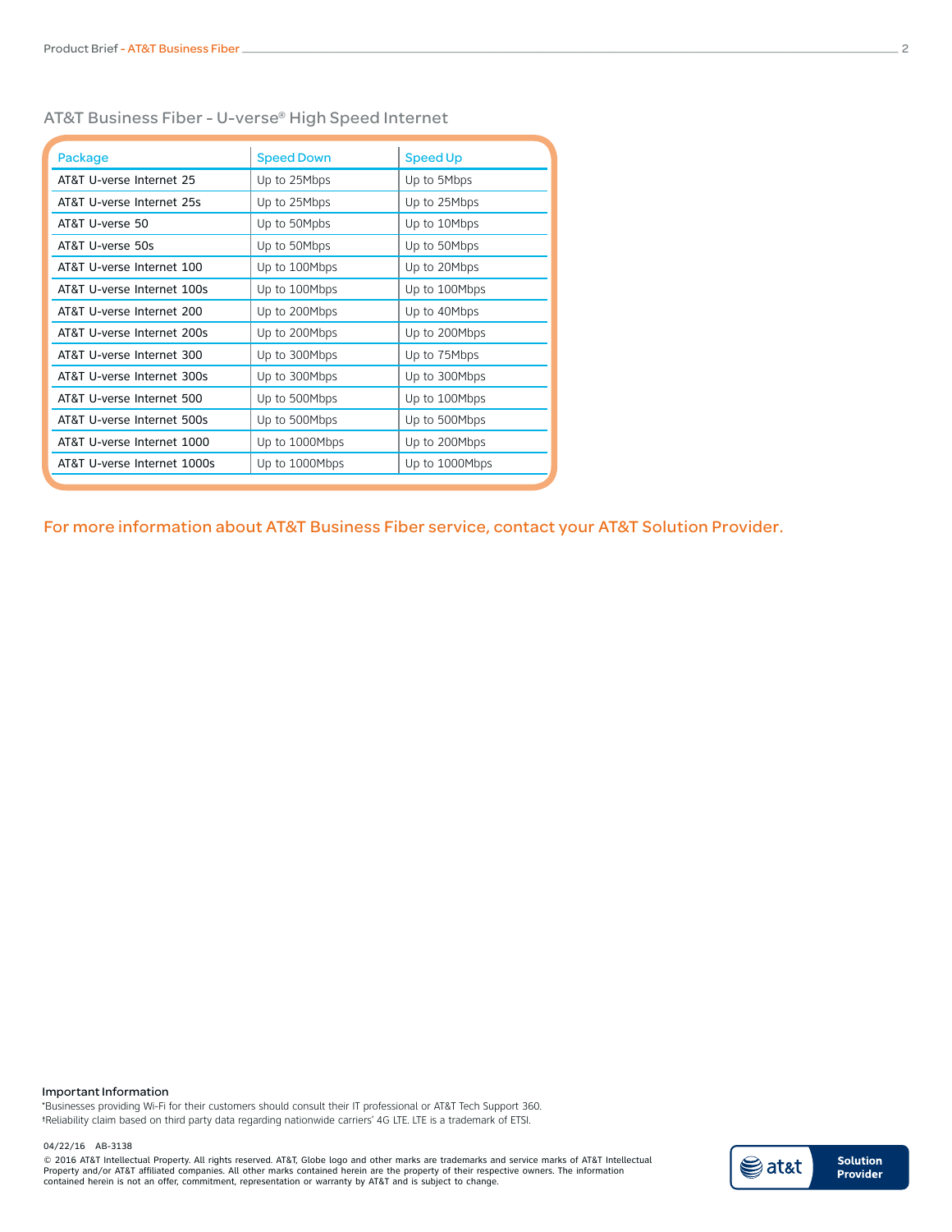## AT&T Business Fiber - U-verse® High Speed Internet

| Package | Speed Down | Speed Up |
|---|---|---|
| AT&T U-verse Internet 25 | Up to 25Mbps | Up to 5Mbps |
| AT&T U-verse Internet 25s | Up to 25Mbps | Up to 25Mbps |
| AT&T U-verse 50 | Up to 50Mbps | Up to 10Mbps |
| AT&T U-verse 50s | Up to 50Mpbs | Up to 50Mbps |
| AT&T U-verse Internet 100 | Up to 100Mbps | Up to 20Mbps |
| AT&T U-verse Internet 100s | Up to 100Mbps | Up to 100Mbps |
| AT&T U-verse Internet 200 | Up to 200Mbps | Up to 40Mbps |
| AT&T U-verse Internet 200s | Up to 200Mbps | Up to 200Mbps |
| AT&T U-verse Internet 300 | Up to 300Mbps | Up to 75Mbps |
| AT&T U-verse Internet 300s | Up to 300Mbps | Up to 300Mbps |
| AT&T U-verse Internet 500 | Up to 500Mbps | Up to 100Mbps |
| AT&T U-verse Internet 500s | Up to 500Mbps | Up to 500Mbps |
| AT&T U-verse Internet 1000 | Up to 1000Mbps | Up to 200Mbps |
| AT&T U-verse Internet 1000s | Up to 1000Mbps | Up to 1000Mbps |

For more information about AT&T Business Fiber service, contact your AT&T Solution Provider.

**Important Information**

*Businesses providing Wi-Fi for their customers should consult their IT professional or AT&T Tech Support 360.
†Reliability claim based on third party data regarding nationwide carriers' 4G LTE. LTE is a trademark of ETSI.

04/22/16 AB-3138

© 2016 AT&T Intellectual Property. All rights reserved. AT&T, Globe logo and other marks are trademarks and service marks of AT&T Intellectual Property and/or AT&T affiliated companies. All other marks contained herein are the property of their respective owners. The information contained herein is not an offer, commitment, representation or warranty by AT&T and is subject to change.

at&t Solution Provider